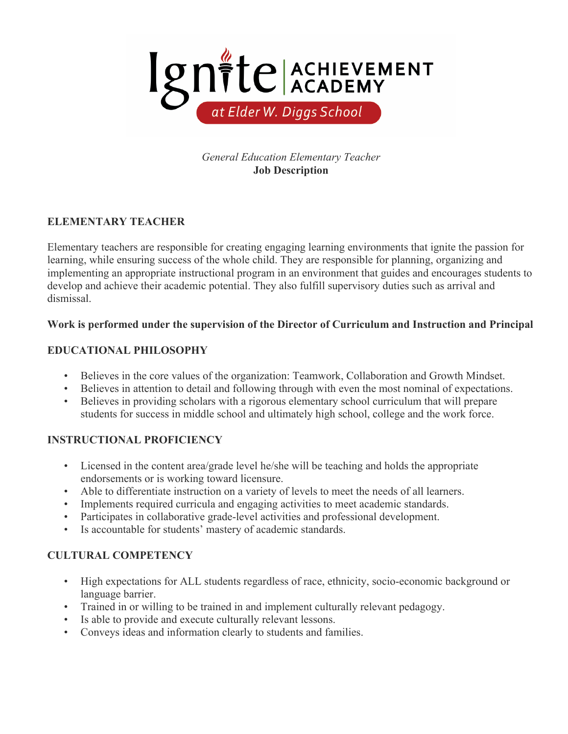Ignite ACHIEVEMENT ACADEMY at Elder W. Diggs School

*General Education Elementary Teacher*
**Job Description**

## ELEMENTARY TEACHER

Elementary teachers are responsible for creating engaging learning environments that ignite the passion for learning, while ensuring success of the whole child. They are responsible for planning, organizing and implementing an appropriate instructional program in an environment that guides and encourages students to develop and achieve their academic potential. They also fulfill supervisory duties such as arrival and dismissal.

**Work is performed under the supervision of the Director of Curriculum and Instruction and Principal**

## EDUCATIONAL PHILOSOPHY

- Believes in the core values of the organization: Teamwork, Collaboration and Growth Mindset.
- Believes in attention to detail and following through with even the most nominal of expectations.
- Believes in providing scholars with a rigorous elementary school curriculum that will prepare students for success in middle school and ultimately high school, college and the work force.

## INSTRUCTIONAL PROFICIENCY

- Licensed in the content area/grade level he/she will be teaching and holds the appropriate endorsements or is working toward licensure.
- Able to differentiate instruction on a variety of levels to meet the needs of all learners.
- Implements required curricula and engaging activities to meet academic standards.
- Participates in collaborative grade-level activities and professional development.
- Is accountable for students' mastery of academic standards.

## CULTURAL COMPETENCY

- High expectations for ALL students regardless of race, ethnicity, socio-economic background or language barrier.
- Trained in or willing to be trained in and implement culturally relevant pedagogy.
- Is able to provide and execute culturally relevant lessons.
- Conveys ideas and information clearly to students and families.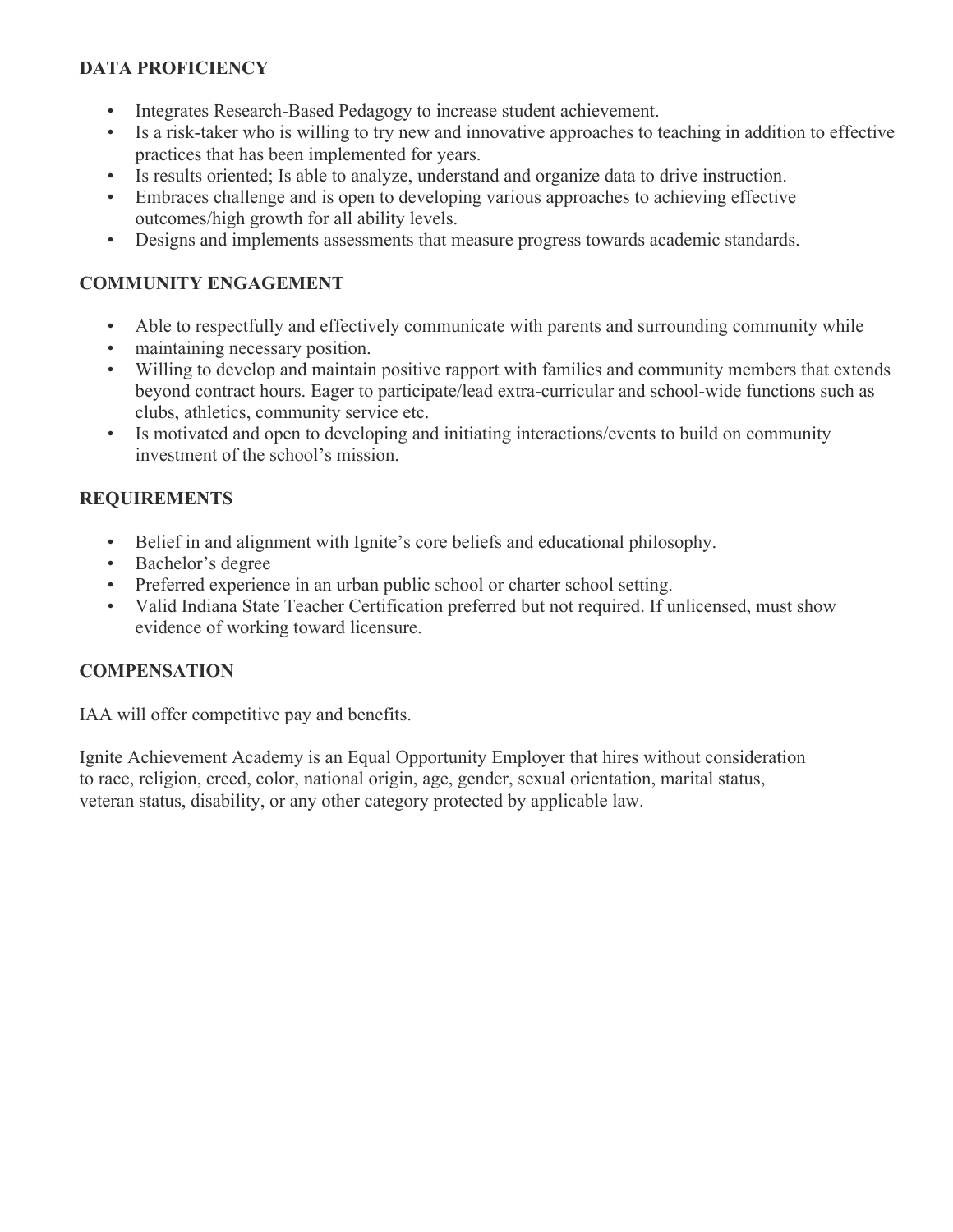**DATA PROFICIENCY**

- Integrates Research-Based Pedagogy to increase student achievement.
- Is a risk-taker who is willing to try new and innovative approaches to teaching in addition to effective practices that has been implemented for years.
- Is results oriented; Is able to analyze, understand and organize data to drive instruction.
- Embraces challenge and is open to developing various approaches to achieving effective outcomes/high growth for all ability levels.
- Designs and implements assessments that measure progress towards academic standards.

**COMMUNITY ENGAGEMENT**

- Able to respectfully and effectively communicate with parents and surrounding community while
- maintaining necessary position.
- Willing to develop and maintain positive rapport with families and community members that extends beyond contract hours. Eager to participate/lead extra-curricular and school-wide functions such as clubs, athletics, community service etc.
- Is motivated and open to developing and initiating interactions/events to build on community investment of the school's mission.

**REQUIREMENTS**

- Belief in and alignment with Ignite's core beliefs and educational philosophy.
- Bachelor's degree
- Preferred experience in an urban public school or charter school setting.
- Valid Indiana State Teacher Certification preferred but not required. If unlicensed, must show evidence of working toward licensure.

**COMPENSATION**

IAA will offer competitive pay and benefits.

Ignite Achievement Academy is an Equal Opportunity Employer that hires without consideration to race, religion, creed, color, national origin, age, gender, sexual orientation, marital status, veteran status, disability, or any other category protected by applicable law.